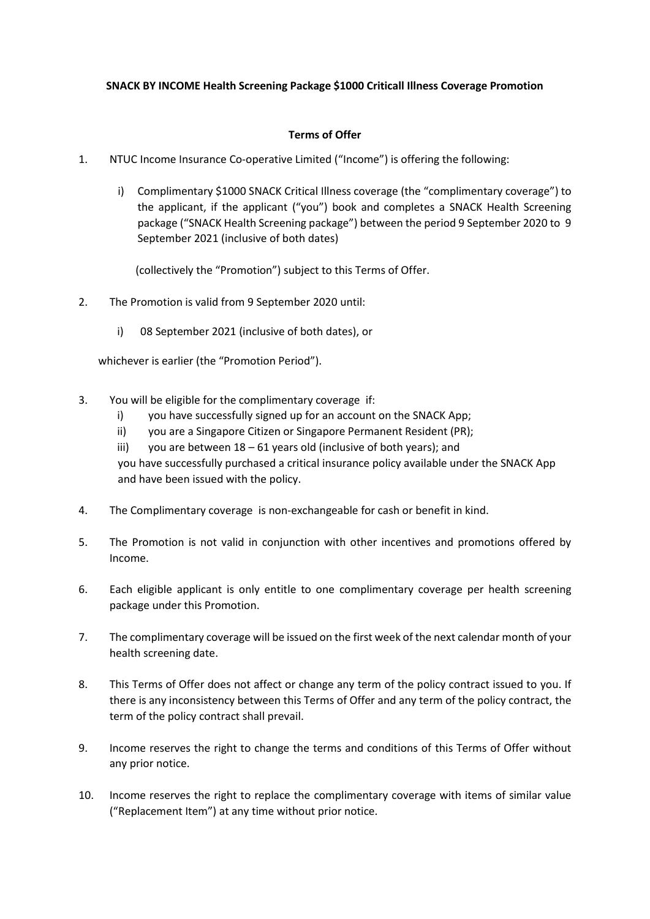**SNACK BY INCOME Health Screening Package $1000 Criticall Illness Coverage Promotion**

**Terms of Offer**

1. NTUC Income Insurance Co-operative Limited ("Income") is offering the following:

   i) Complimentary $1000 SNACK Critical Illness coverage (the "complimentary coverage") to the applicant, if the applicant ("you") book and completes a SNACK Health Screening package ("SNACK Health Screening package") between the period 9 September 2020 to 9 September 2021 (inclusive of both dates)

   (collectively the "Promotion") subject to this Terms of Offer.

2. The Promotion is valid from 9 September 2020 until:

   i) 08 September 2021 (inclusive of both dates), or

   whichever is earlier (the "Promotion Period").

3. You will be eligible for the complimentary coverage if:

   i) you have successfully signed up for an account on the SNACK App;

   ii) you are a Singapore Citizen or Singapore Permanent Resident (PR);

   iii) you are between 18 – 61 years old (inclusive of both years); and

   you have successfully purchased a critical insurance policy available under the SNACK App and have been issued with the policy.

4. The Complimentary coverage is non-exchangeable for cash or benefit in kind.

5. The Promotion is not valid in conjunction with other incentives and promotions offered by Income.

6. Each eligible applicant is only entitle to one complimentary coverage per health screening package under this Promotion.

7. The complimentary coverage will be issued on the first week of the next calendar month of your health screening date.

8. This Terms of Offer does not affect or change any term of the policy contract issued to you. If there is any inconsistency between this Terms of Offer and any term of the policy contract, the term of the policy contract shall prevail.

9. Income reserves the right to change the terms and conditions of this Terms of Offer without any prior notice.

10. Income reserves the right to replace the complimentary coverage with items of similar value ("Replacement Item") at any time without prior notice.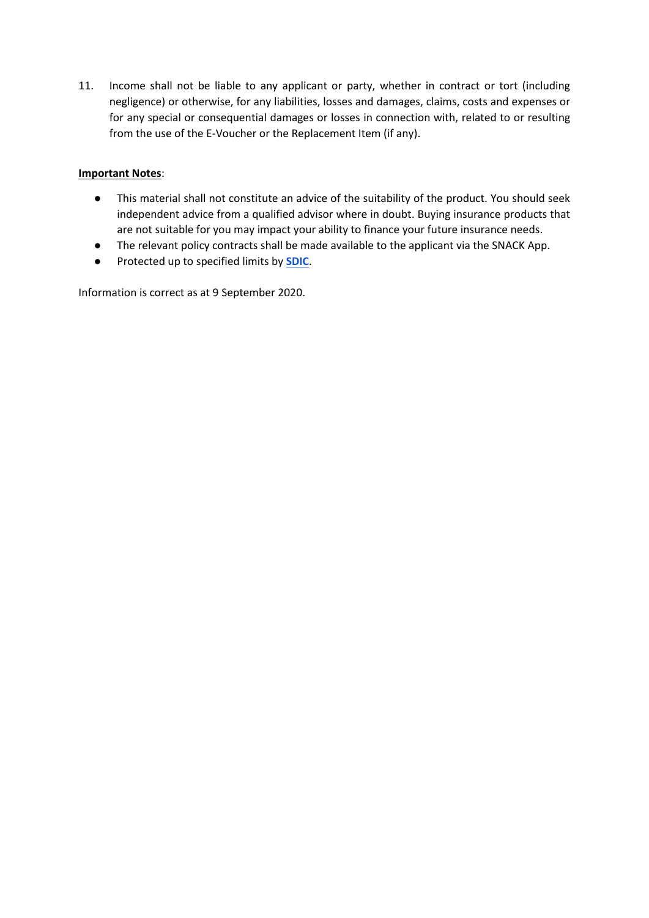11. Income shall not be liable to any applicant or party, whether in contract or tort (including negligence) or otherwise, for any liabilities, losses and damages, claims, costs and expenses or for any special or consequential damages or losses in connection with, related to or resulting from the use of the E-Voucher or the Replacement Item (if any).

**Important Notes**:

- This material shall not constitute an advice of the suitability of the product. You should seek independent advice from a qualified advisor where in doubt. Buying insurance products that are not suitable for you may impact your ability to finance your future insurance needs.
- The relevant policy contracts shall be made available to the applicant via the SNACK App.
- Protected up to specified limits by **SDIC**.

Information is correct as at 9 September 2020.